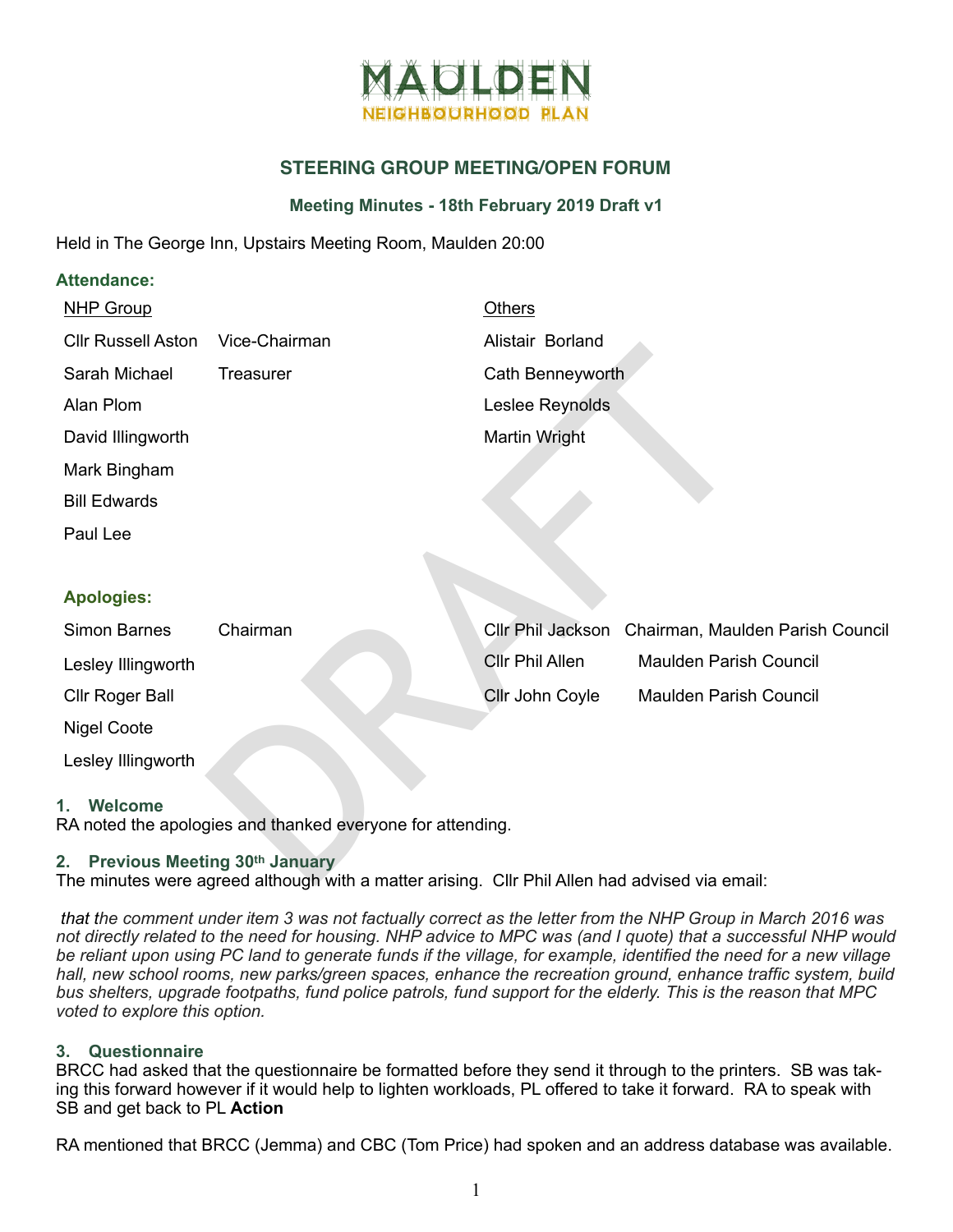MAULDEN
NEIGHBOURHOOD PLAN

## STEERING GROUP MEETING/OPEN FORUM

### Meeting Minutes - 18th February 2019 Draft v1

Held in The George Inn, Upstairs Meeting Room, Maulden 20:00

### Attendance:

| NHP Group | | Others |
|---|---|---|
| Cllr Russell Aston | Vice-Chairman | Alistair Borland |
| Sarah Michael | Treasurer | Cath Benneyworth |
| Alan Plom | | Leslee Reynolds |
| David Illingworth | | Martin Wright |
| Mark Bingham | | |
| Bill Edwards | | |
| Paul Lee | | |

### Apologies:

| | | | |
|---|---|---|---|
| Simon Barnes | Chairman | Cllr Phil Jackson | Chairman, Maulden Parish Council |
| Lesley Illingworth | | Cllr Phil Allen | Maulden Parish Council |
| Cllr Roger Ball | | Cllr John Coyle | Maulden Parish Council |
| Nigel Coote | | | |
| Lesley Illingworth | | | |

### 1. Welcome

RA noted the apologies and thanked everyone for attending.

### 2. Previous Meeting 30th January

The minutes were agreed although with a matter arising. Cllr Phil Allen had advised via email:

*that the comment under item 3 was not factually correct as the letter from the NHP Group in March 2016 was not directly related to the need for housing. NHP advice to MPC was (and I quote) that a successful NHP would be reliant upon using PC land to generate funds if the village, for example, identified the need for a new village hall, new school rooms, new parks/green spaces, enhance the recreation ground, enhance traffic system, build bus shelters, upgrade footpaths, fund police patrols, fund support for the elderly. This is the reason that MPC voted to explore this option.*

### 3. Questionnaire

BRCC had asked that the questionnaire be formatted before they send it through to the printers. SB was taking this forward however if it would help to lighten workloads, PL offered to take it forward. RA to speak with SB and get back to PL **Action**

RA mentioned that BRCC (Jemma) and CBC (Tom Price) had spoken and an address database was available.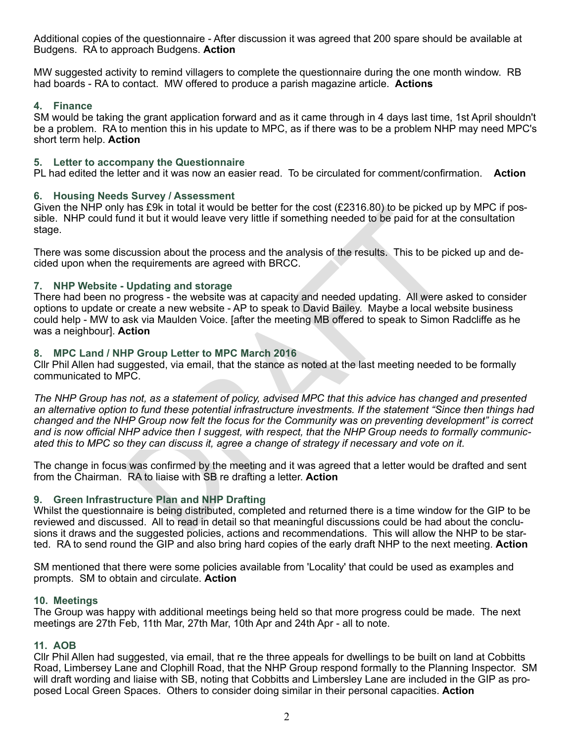Additional copies of the questionnaire - After discussion it was agreed that 200 spare should be available at Budgens. RA to approach Budgens. **Action**

MW suggested activity to remind villagers to complete the questionnaire during the one month window. RB had boards - RA to contact. MW offered to produce a parish magazine article. **Actions**

### 4. Finance

SM would be taking the grant application forward and as it came through in 4 days last time, 1st April shouldn't be a problem. RA to mention this in his update to MPC, as if there was to be a problem NHP may need MPC's short term help. **Action**

### 5. Letter to accompany the Questionnaire

PL had edited the letter and it was now an easier read. To be circulated for comment/confirmation. **Action**

### 6. Housing Needs Survey / Assessment

Given the NHP only has £9k in total it would be better for the cost (£2316.80) to be picked up by MPC if possible. NHP could fund it but it would leave very little if something needed to be paid for at the consultation stage.

There was some discussion about the process and the analysis of the results. This to be picked up and decided upon when the requirements are agreed with BRCC.

### 7. NHP Website - Updating and storage

There had been no progress - the website was at capacity and needed updating. All were asked to consider options to update or create a new website - AP to speak to David Bailey. Maybe a local website business could help - MW to ask via Maulden Voice. [after the meeting MB offered to speak to Simon Radcliffe as he was a neighbour]. **Action**

### 8. MPC Land / NHP Group Letter to MPC March 2016

Cllr Phil Allen had suggested, via email, that the stance as noted at the last meeting needed to be formally communicated to MPC.

*The NHP Group has not, as a statement of policy, advised MPC that this advice has changed and presented an alternative option to fund these potential infrastructure investments. If the statement "Since then things had changed and the NHP Group now felt the focus for the Community was on preventing development" is correct and is now official NHP advice then I suggest, with respect, that the NHP Group needs to formally communicated this to MPC so they can discuss it, agree a change of strategy if necessary and vote on it.*

The change in focus was confirmed by the meeting and it was agreed that a letter would be drafted and sent from the Chairman. RA to liaise with SB re drafting a letter. **Action**

### 9. Green Infrastructure Plan and NHP Drafting

Whilst the questionnaire is being distributed, completed and returned there is a time window for the GIP to be reviewed and discussed. All to read in detail so that meaningful discussions could be had about the conclusions it draws and the suggested policies, actions and recommendations. This will allow the NHP to be started. RA to send round the GIP and also bring hard copies of the early draft NHP to the next meeting. **Action**

SM mentioned that there were some policies available from 'Locality' that could be used as examples and prompts. SM to obtain and circulate. **Action**

### 10. Meetings

The Group was happy with additional meetings being held so that more progress could be made. The next meetings are 27th Feb, 11th Mar, 27th Mar, 10th Apr and 24th Apr - all to note.

### 11. AOB

Cllr Phil Allen had suggested, via email, that re the three appeals for dwellings to be built on land at Cobbitts Road, Limbersey Lane and Clophill Road, that the NHP Group respond formally to the Planning Inspector. SM will draft wording and liaise with SB, noting that Cobbitts and Limbersley Lane are included in the GIP as proposed Local Green Spaces. Others to consider doing similar in their personal capacities. **Action**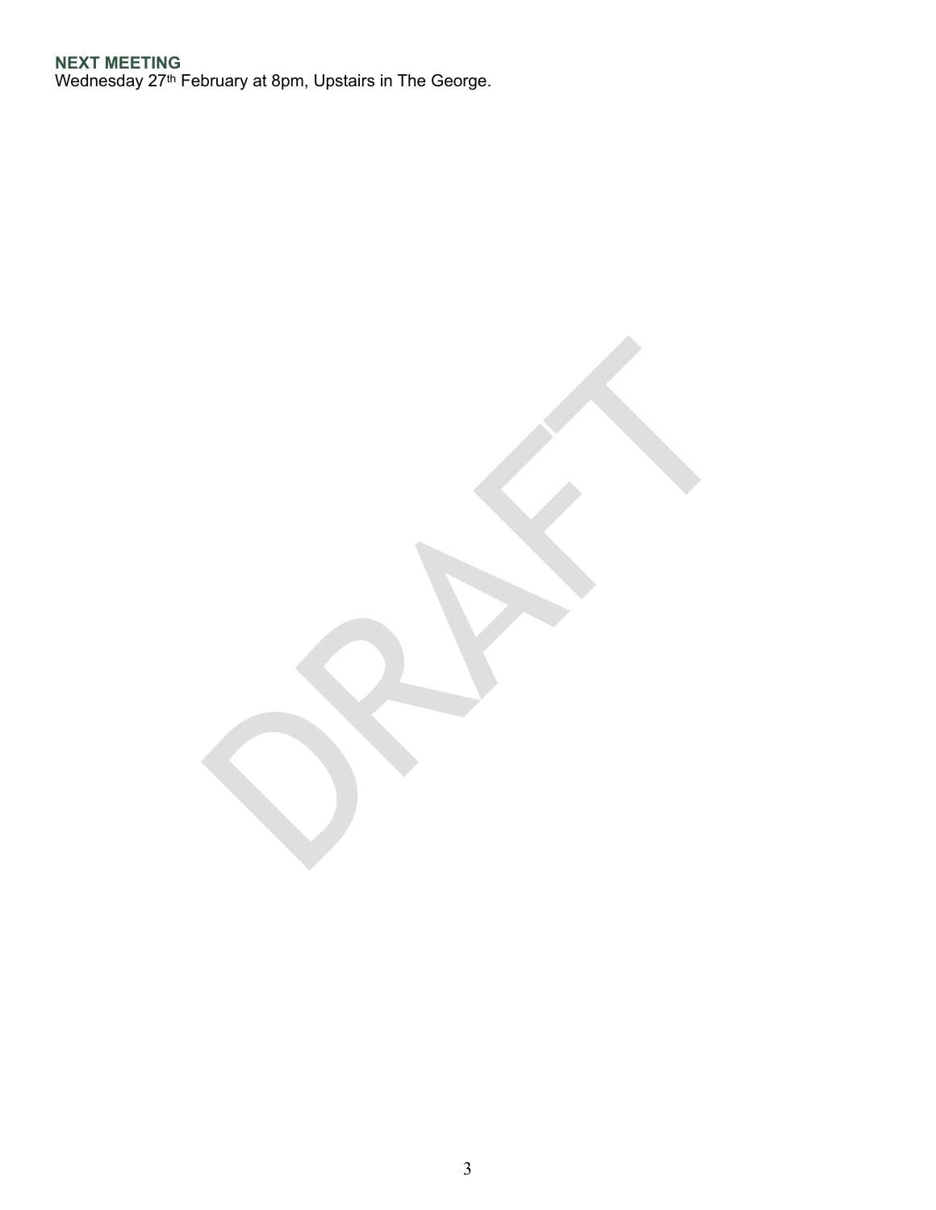**NEXT MEETING**
Wednesday 27th February at 8pm, Upstairs in The George.

DRAFT